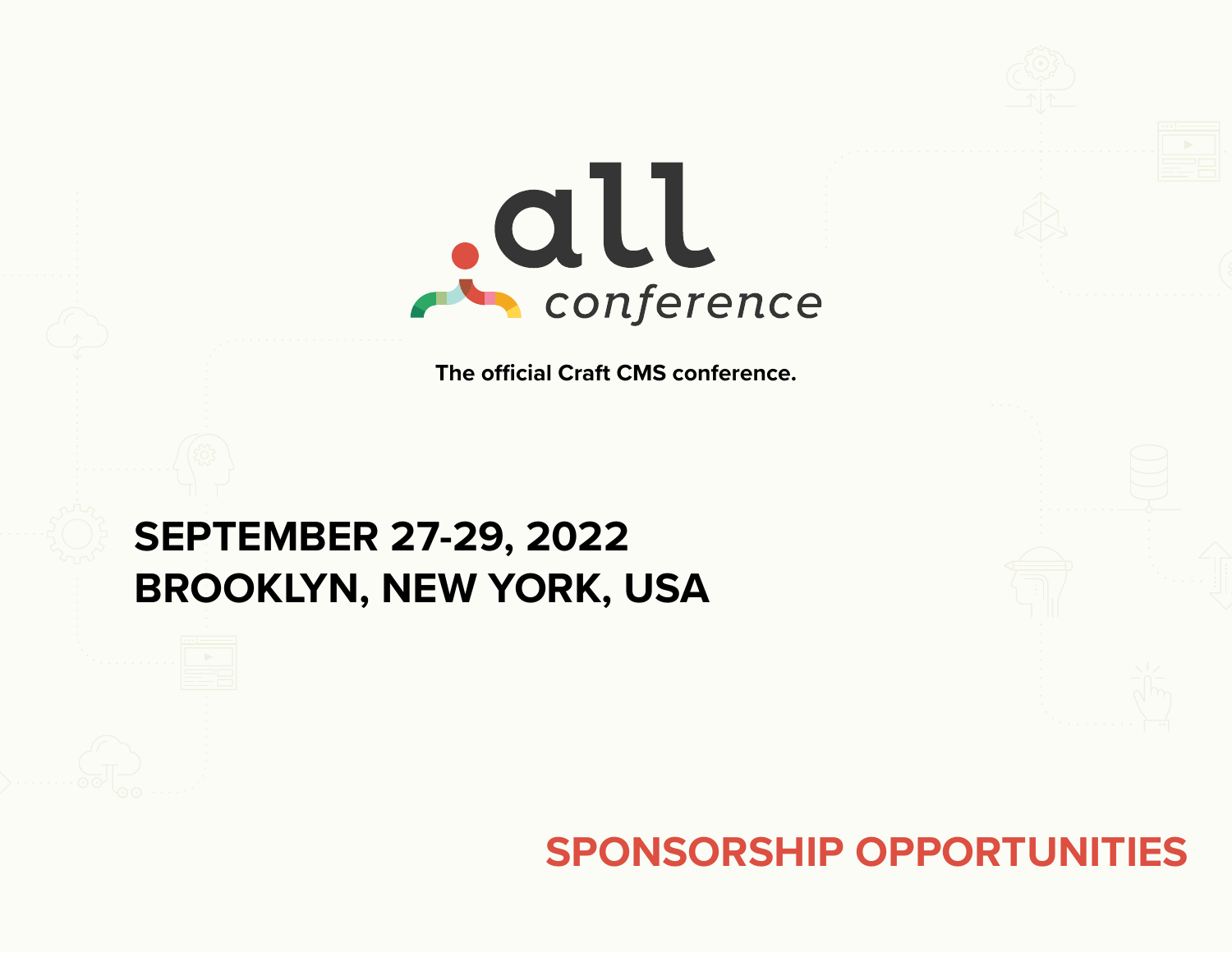# .all conference

The official Craft CMS conference.

## SEPTEMBER 27-29, 2022
## BROOKLYN, NEW YORK, USA

## SPONSORSHIP OPPORTUNITIES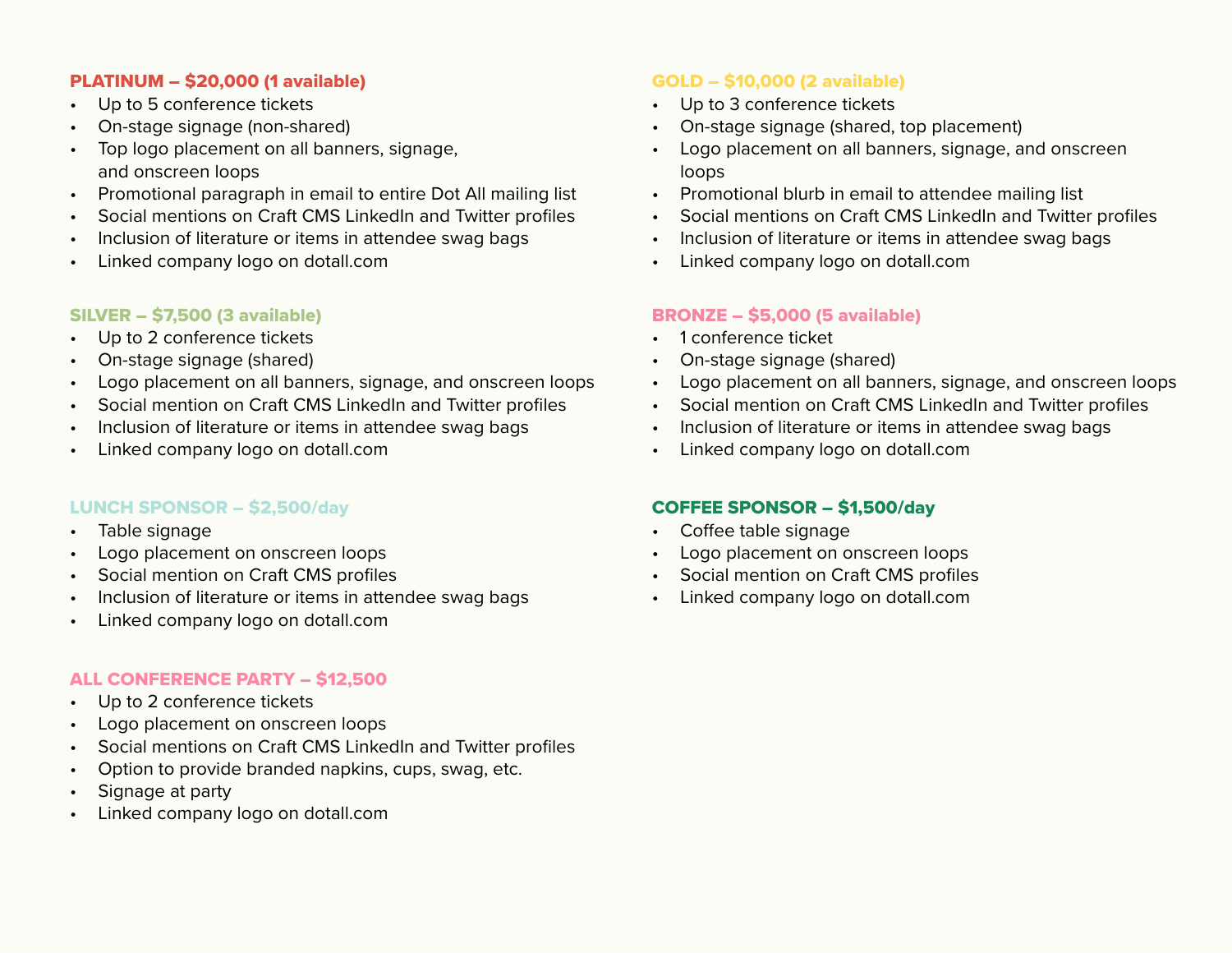### PLATINUM – $20,000 (1 available)

- Up to 5 conference tickets
- On-stage signage (non-shared)
- Top logo placement on all banners, signage, and onscreen loops
- Promotional paragraph in email to entire Dot All mailing list
- Social mentions on Craft CMS LinkedIn and Twitter profiles
- Inclusion of literature or items in attendee swag bags
- Linked company logo on dotall.com

### GOLD – $10,000 (2 available)

- Up to 3 conference tickets
- On-stage signage (shared, top placement)
- Logo placement on all banners, signage, and onscreen loops
- Promotional blurb in email to attendee mailing list
- Social mentions on Craft CMS LinkedIn and Twitter profiles
- Inclusion of literature or items in attendee swag bags
- Linked company logo on dotall.com

### SILVER – $7,500 (3 available)

- Up to 2 conference tickets
- On-stage signage (shared)
- Logo placement on all banners, signage, and onscreen loops
- Social mention on Craft CMS LinkedIn and Twitter profiles
- Inclusion of literature or items in attendee swag bags
- Linked company logo on dotall.com

### BRONZE – $5,000 (5 available)

- 1 conference ticket
- On-stage signage (shared)
- Logo placement on all banners, signage, and onscreen loops
- Social mention on Craft CMS LinkedIn and Twitter profiles
- Inclusion of literature or items in attendee swag bags
- Linked company logo on dotall.com

### LUNCH SPONSOR – $2,500/day

- Table signage
- Logo placement on onscreen loops
- Social mention on Craft CMS profiles
- Inclusion of literature or items in attendee swag bags
- Linked company logo on dotall.com

### COFFEE SPONSOR – $1,500/day

- Coffee table signage
- Logo placement on onscreen loops
- Social mention on Craft CMS profiles
- Linked company logo on dotall.com

### ALL CONFERENCE PARTY – $12,500

- Up to 2 conference tickets
- Logo placement on onscreen loops
- Social mentions on Craft CMS LinkedIn and Twitter profiles
- Option to provide branded napkins, cups, swag, etc.
- Signage at party
- Linked company logo on dotall.com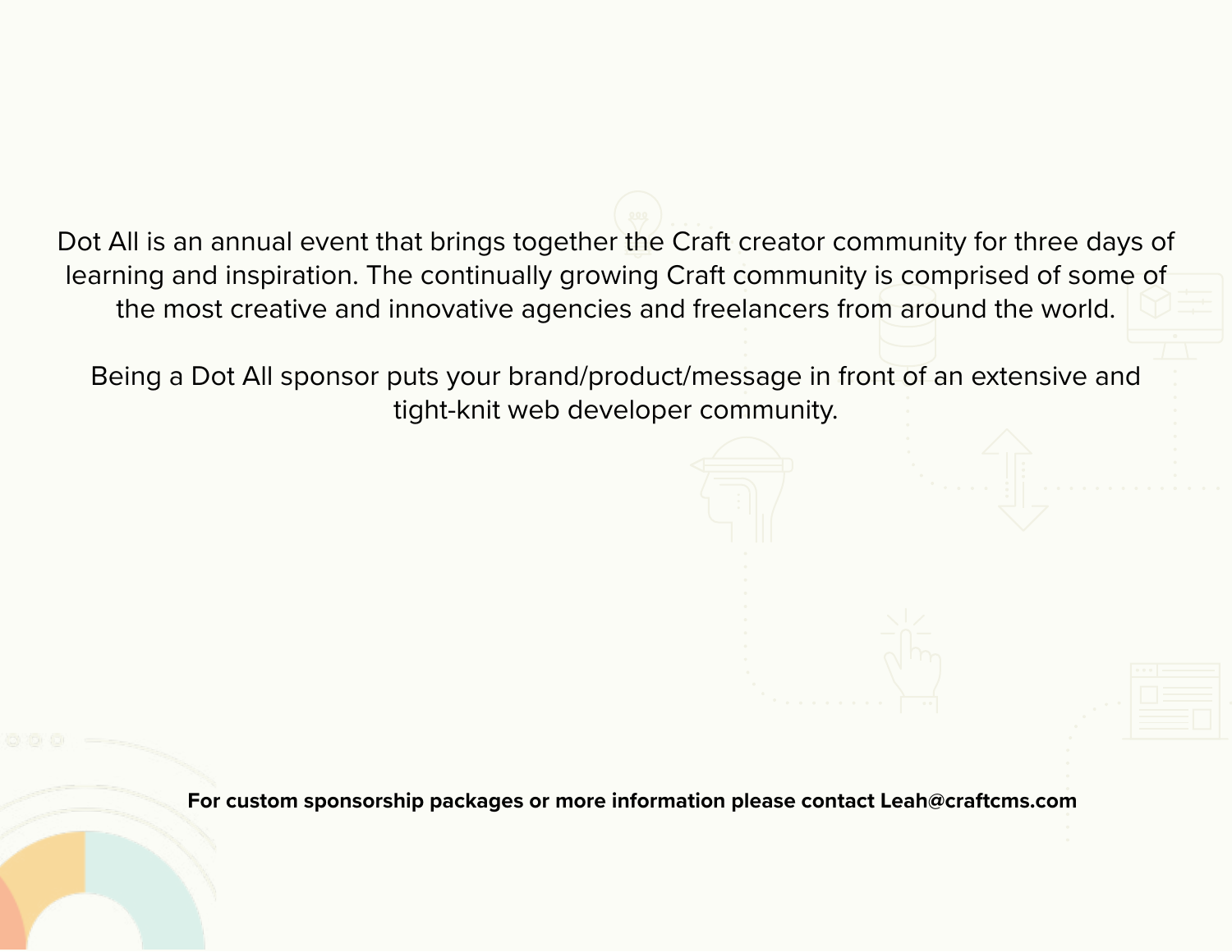Dot All is an annual event that brings together the Craft creator community for three days of learning and inspiration. The continually growing Craft community is comprised of some of the most creative and innovative agencies and freelancers from around the world.

Being a Dot All sponsor puts your brand/product/message in front of an extensive and tight-knit web developer community.

**For custom sponsorship packages or more information please contact Leah@craftcms.com**